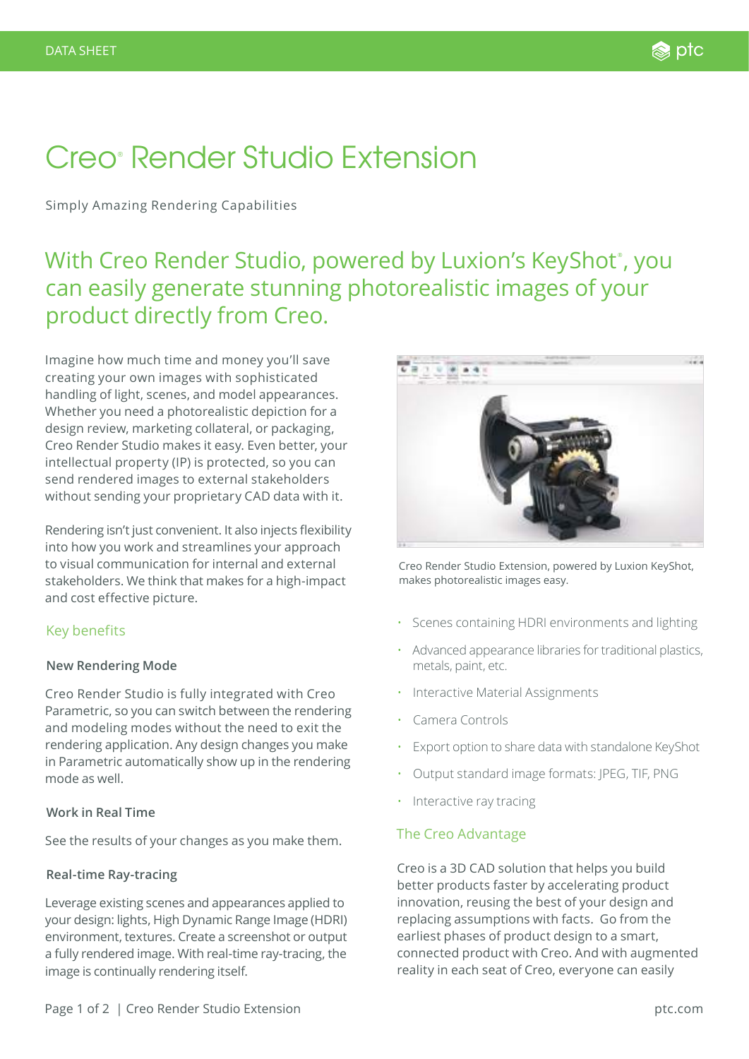# Creo® Render Studio Extension

Simply Amazing Rendering Capabilities

## With Creo Render Studio, powered by Luxion's KeyShot®, you can easily generate stunning photorealistic images of your product directly from Creo.

Imagine how much time and money you'll save creating your own images with sophisticated handling of light, scenes, and model appearances. Whether you need a photorealistic depiction for a design review, marketing collateral, or packaging, Creo Render Studio makes it easy. Even better, your intellectual property (IP) is protected, so you can send rendered images to external stakeholders without sending your proprietary CAD data with it.

Rendering isn't just convenient. It also injects flexibility into how you work and streamlines your approach to visual communication for internal and external stakeholders. We think that makes for a high-impact and cost effective picture.

Creo Render Studio Extension, powered by Luxion KeyShot, makes photorealistic images easy.

### Key benefits

#### New Rendering Mode

Creo Render Studio is fully integrated with Creo Parametric, so you can switch between the rendering and modeling modes without the need to exit the rendering application. Any design changes you make in Parametric automatically show up in the rendering mode as well.

#### Work in Real Time

See the results of your changes as you make them.

#### Real-time Ray-tracing

Leverage existing scenes and appearances applied to your design: lights, High Dynamic Range Image (HDRI) environment, textures. Create a screenshot or output a fully rendered image. With real-time ray-tracing, the image is continually rendering itself.

- Scenes containing HDRI environments and lighting
- Advanced appearance libraries for traditional plastics, metals, paint, etc.
- Interactive Material Assignments
- Camera Controls
- Export option to share data with standalone KeyShot
- Output standard image formats: JPEG, TIF, PNG
- Interactive ray tracing

### The Creo Advantage

Creo is a 3D CAD solution that helps you build better products faster by accelerating product innovation, reusing the best of your design and replacing assumptions with facts. Go from the earliest phases of product design to a smart, connected product with Creo. And with augmented reality in each seat of Creo, everyone can easily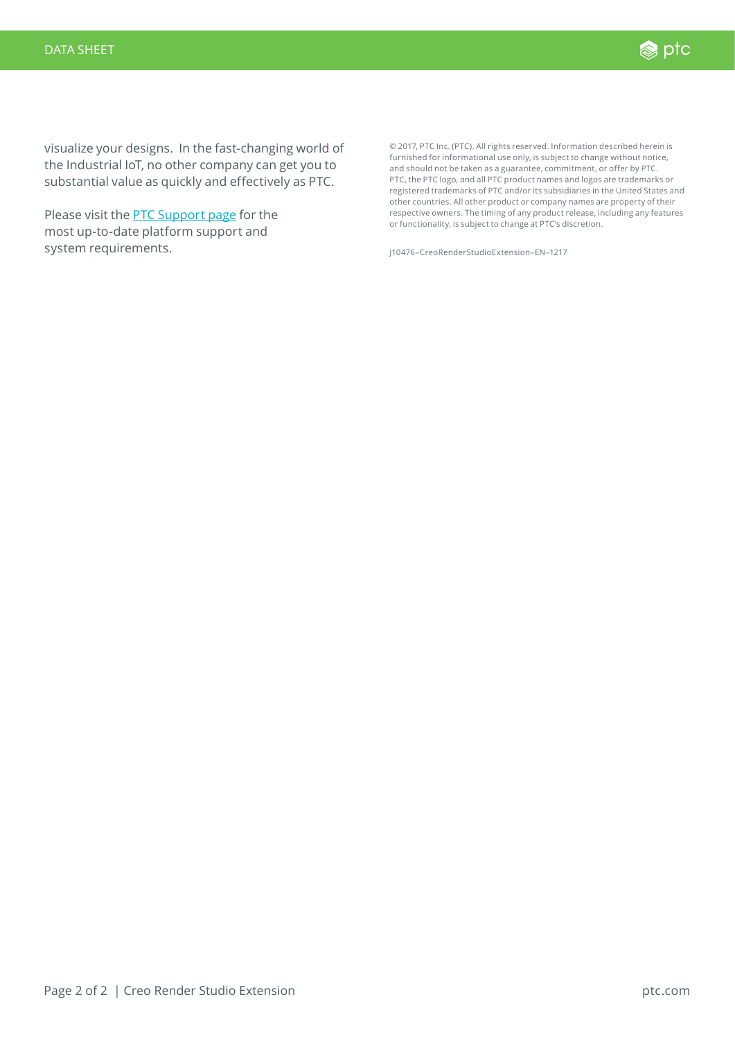visualize your designs. In the fast-changing world of the Industrial IoT, no other company can get you to substantial value as quickly and effectively as PTC.

Please visit the PTC Support page for the most up-to-date platform support and system requirements.

© 2017, PTC Inc. (PTC). All rights reserved. Information described herein is furnished for informational use only, is subject to change without notice, and should not be taken as a guarantee, commitment, or offer by PTC. PTC, the PTC logo, and all PTC product names and logos are trademarks or registered trademarks of PTC and/or its subsidiaries in the United States and other countries. All other product or company names are property of their respective owners. The timing of any product release, including any features or functionality, is subject to change at PTC's discretion.

J10476–CreoRenderStudioExtension–EN–1217